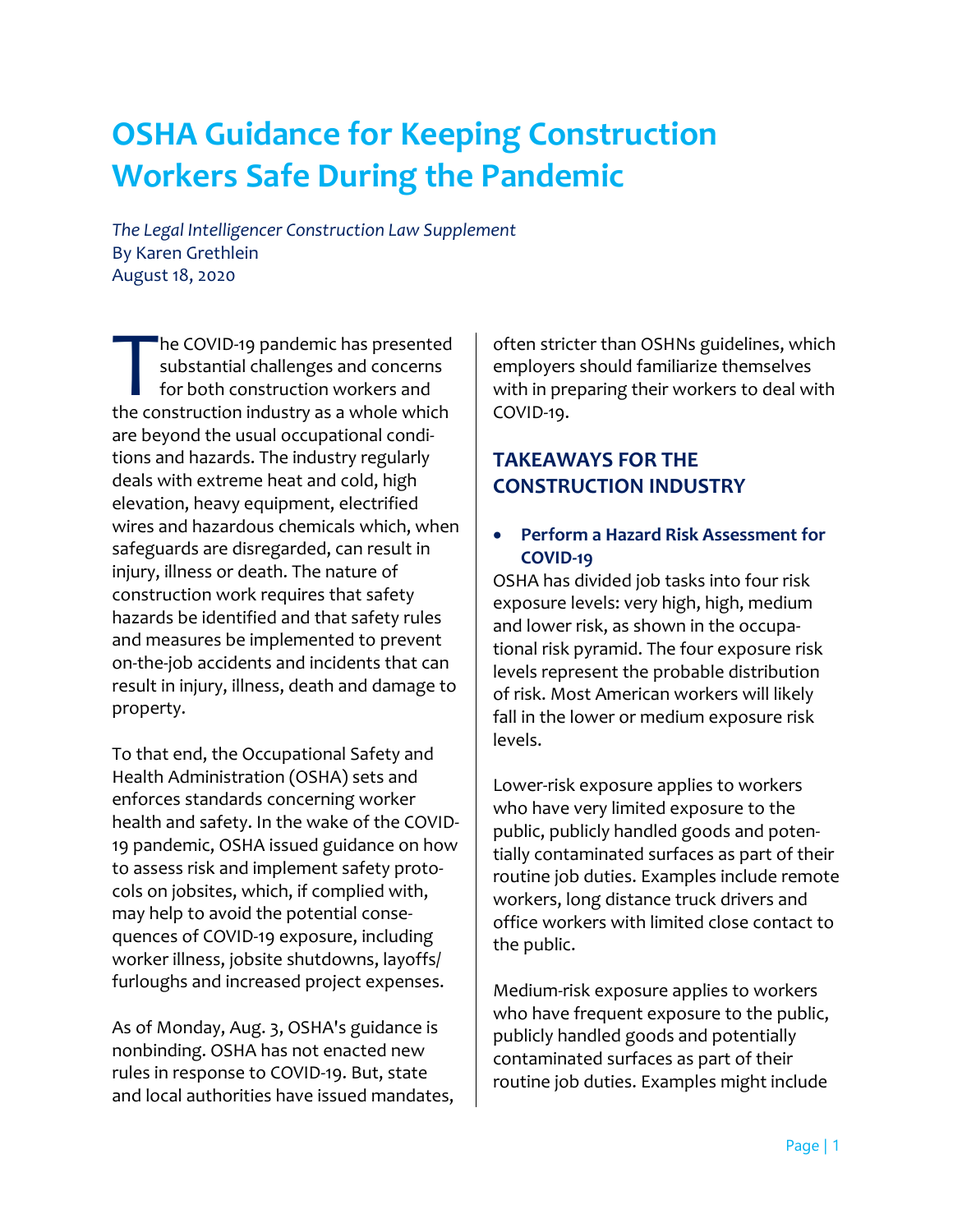# OSHA Guidance for Keeping Construction Workers Safe During the Pandemic

*The Legal Intelligencer Construction Law Supplement*
By Karen Grethlein
August 18, 2020

The COVID-19 pandemic has presented substantial challenges and concerns for both construction workers and the construction industry as a whole which are beyond the usual occupational conditions and hazards. The industry regularly deals with extreme heat and cold, high elevation, heavy equipment, electrified wires and hazardous chemicals which, when safeguards are disregarded, can result in injury, illness or death. The nature of construction work requires that safety hazards be identified and that safety rules and measures be implemented to prevent on-the-job accidents and incidents that can result in injury, illness, death and damage to property.

To that end, the Occupational Safety and Health Administration (OSHA) sets and enforces standards concerning worker health and safety. In the wake of the COVID-19 pandemic, OSHA issued guidance on how to assess risk and implement safety protocols on jobsites, which, if complied with, may help to avoid the potential consequences of COVID-19 exposure, including worker illness, jobsite shutdowns, layoffs/furloughs and increased project expenses.

As of Monday, Aug. 3, OSHA's guidance is nonbinding. OSHA has not enacted new rules in response to COVID-19. But, state and local authorities have issued mandates, often stricter than OSHNs guidelines, which employers should familiarize themselves with in preparing their workers to deal with COVID-19.

## TAKEAWAYS FOR THE CONSTRUCTION INDUSTRY

- **Perform a Hazard Risk Assessment for COVID-19**

OSHA has divided job tasks into four risk exposure levels: very high, high, medium and lower risk, as shown in the occupational risk pyramid. The four exposure risk levels represent the probable distribution of risk. Most American workers will likely fall in the lower or medium exposure risk levels.

Lower-risk exposure applies to workers who have very limited exposure to the public, publicly handled goods and potentially contaminated surfaces as part of their routine job duties. Examples include remote workers, long distance truck drivers and office workers with limited close contact to the public.

Medium-risk exposure applies to workers who have frequent exposure to the public, publicly handled goods and potentially contaminated surfaces as part of their routine job duties. Examples might include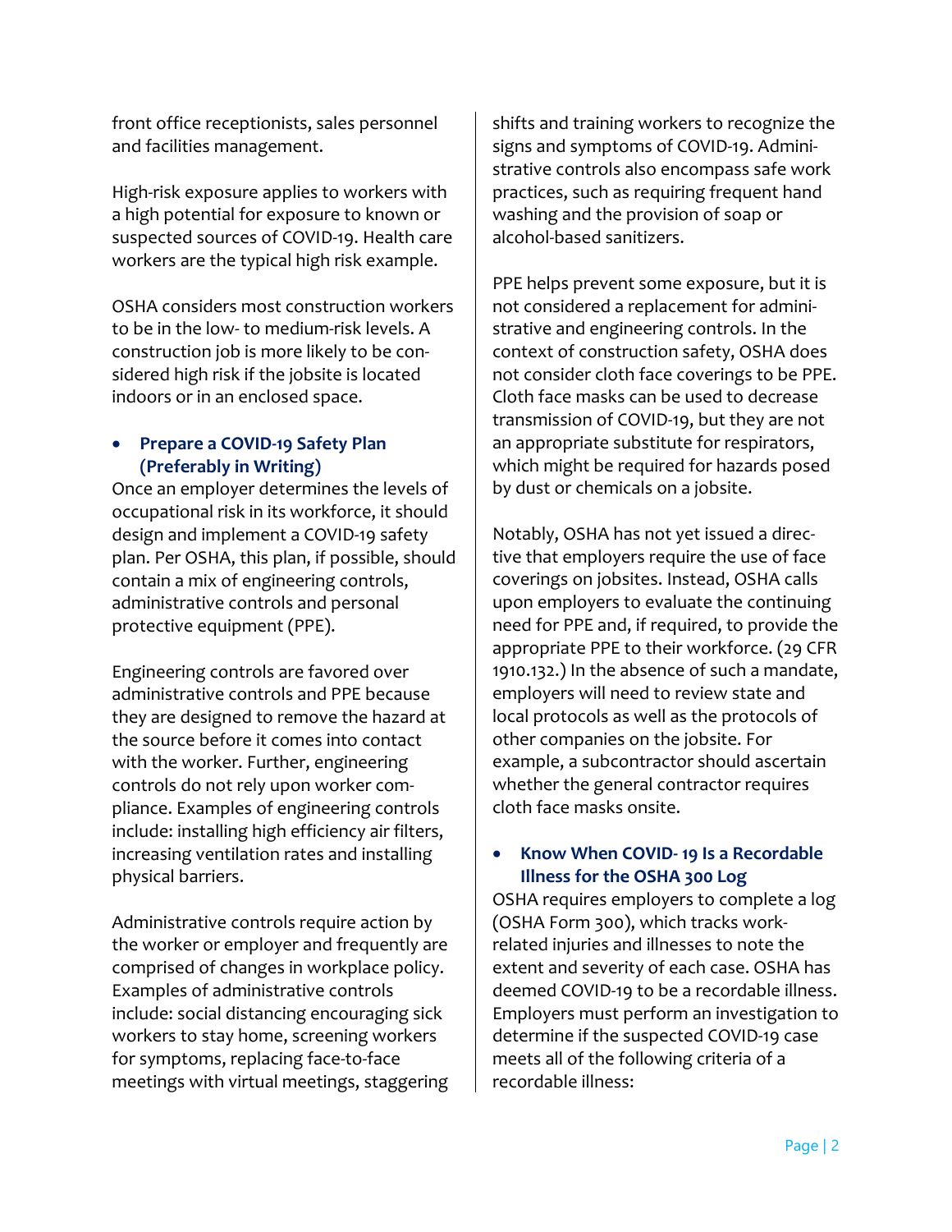front office receptionists, sales personnel and facilities management.

High-risk exposure applies to workers with a high potential for exposure to known or suspected sources of COVID-19. Health care workers are the typical high risk example.

OSHA considers most construction workers to be in the low- to medium-risk levels. A construction job is more likely to be considered high risk if the jobsite is located indoors or in an enclosed space.

- **Prepare a COVID-19 Safety Plan (Preferably in Writing)**

Once an employer determines the levels of occupational risk in its workforce, it should design and implement a COVID-19 safety plan. Per OSHA, this plan, if possible, should contain a mix of engineering controls, administrative controls and personal protective equipment (PPE).

Engineering controls are favored over administrative controls and PPE because they are designed to remove the hazard at the source before it comes into contact with the worker. Further, engineering controls do not rely upon worker compliance. Examples of engineering controls include: installing high efficiency air filters, increasing ventilation rates and installing physical barriers.

Administrative controls require action by the worker or employer and frequently are comprised of changes in workplace policy. Examples of administrative controls include: social distancing encouraging sick workers to stay home, screening workers for symptoms, replacing face-to-face meetings with virtual meetings, staggering shifts and training workers to recognize the signs and symptoms of COVID-19. Administrative controls also encompass safe work practices, such as requiring frequent hand washing and the provision of soap or alcohol-based sanitizers.

PPE helps prevent some exposure, but it is not considered a replacement for administrative and engineering controls. In the context of construction safety, OSHA does not consider cloth face coverings to be PPE. Cloth face masks can be used to decrease transmission of COVID-19, but they are not an appropriate substitute for respirators, which might be required for hazards posed by dust or chemicals on a jobsite.

Notably, OSHA has not yet issued a directive that employers require the use of face coverings on jobsites. Instead, OSHA calls upon employers to evaluate the continuing need for PPE and, if required, to provide the appropriate PPE to their workforce. (29 CFR 1910.132.) In the absence of such a mandate, employers will need to review state and local protocols as well as the protocols of other companies on the jobsite. For example, a subcontractor should ascertain whether the general contractor requires cloth face masks onsite.

- **Know When COVID- 19 Is a Recordable Illness for the OSHA 300 Log**

OSHA requires employers to complete a log (OSHA Form 300), which tracks work-related injuries and illnesses to note the extent and severity of each case. OSHA has deemed COVID-19 to be a recordable illness. Employers must perform an investigation to determine if the suspected COVID-19 case meets all of the following criteria of a recordable illness: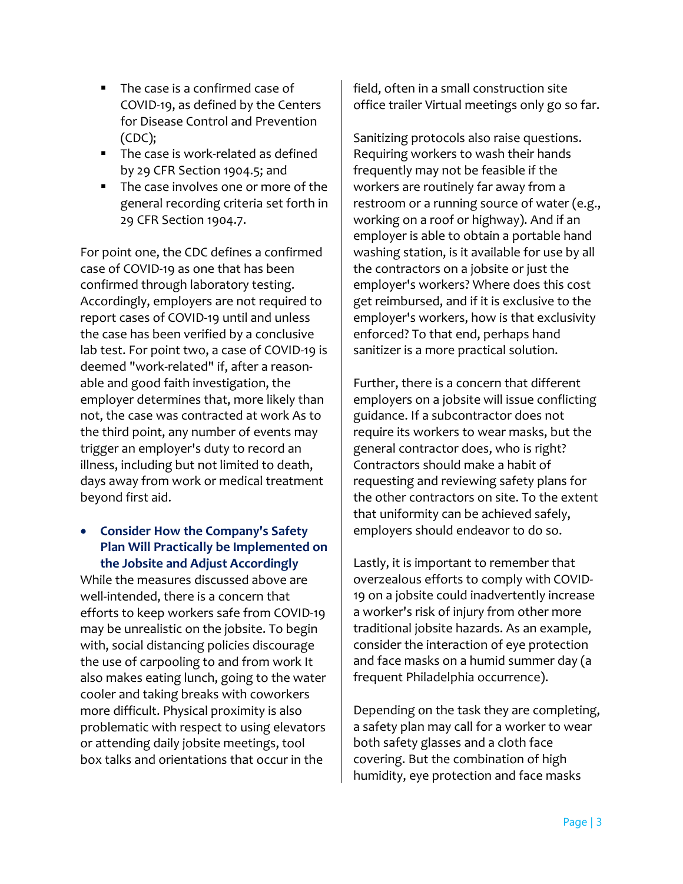- The case is a confirmed case of COVID-19, as defined by the Centers for Disease Control and Prevention (CDC);
- The case is work-related as defined by 29 CFR Section 1904.5; and
- The case involves one or more of the general recording criteria set forth in 29 CFR Section 1904.7.

For point one, the CDC defines a confirmed case of COVID-19 as one that has been confirmed through laboratory testing. Accordingly, employers are not required to report cases of COVID-19 until and unless the case has been verified by a conclusive lab test. For point two, a case of COVID-19 is deemed "work-related" if, after a reasonable and good faith investigation, the employer determines that, more likely than not, the case was contracted at work As to the third point, any number of events may trigger an employer's duty to record an illness, including but not limited to death, days away from work or medical treatment beyond first aid.

- **Consider How the Company's Safety Plan Will Practically be Implemented on the Jobsite and Adjust Accordingly**

While the measures discussed above are well-intended, there is a concern that efforts to keep workers safe from COVID-19 may be unrealistic on the jobsite. To begin with, social distancing policies discourage the use of carpooling to and from work It also makes eating lunch, going to the water cooler and taking breaks with coworkers more difficult. Physical proximity is also problematic with respect to using elevators or attending daily jobsite meetings, tool box talks and orientations that occur in the field, often in a small construction site office trailer Virtual meetings only go so far.

Sanitizing protocols also raise questions. Requiring workers to wash their hands frequently may not be feasible if the workers are routinely far away from a restroom or a running source of water (e.g., working on a roof or highway). And if an employer is able to obtain a portable hand washing station, is it available for use by all the contractors on a jobsite or just the employer's workers? Where does this cost get reimbursed, and if it is exclusive to the employer's workers, how is that exclusivity enforced? To that end, perhaps hand sanitizer is a more practical solution.

Further, there is a concern that different employers on a jobsite will issue conflicting guidance. If a subcontractor does not require its workers to wear masks, but the general contractor does, who is right? Contractors should make a habit of requesting and reviewing safety plans for the other contractors on site. To the extent that uniformity can be achieved safely, employers should endeavor to do so.

Lastly, it is important to remember that overzealous efforts to comply with COVID-19 on a jobsite could inadvertently increase a worker's risk of injury from other more traditional jobsite hazards. As an example, consider the interaction of eye protection and face masks on a humid summer day (a frequent Philadelphia occurrence).

Depending on the task they are completing, a safety plan may call for a worker to wear both safety glasses and a cloth face covering. But the combination of high humidity, eye protection and face masks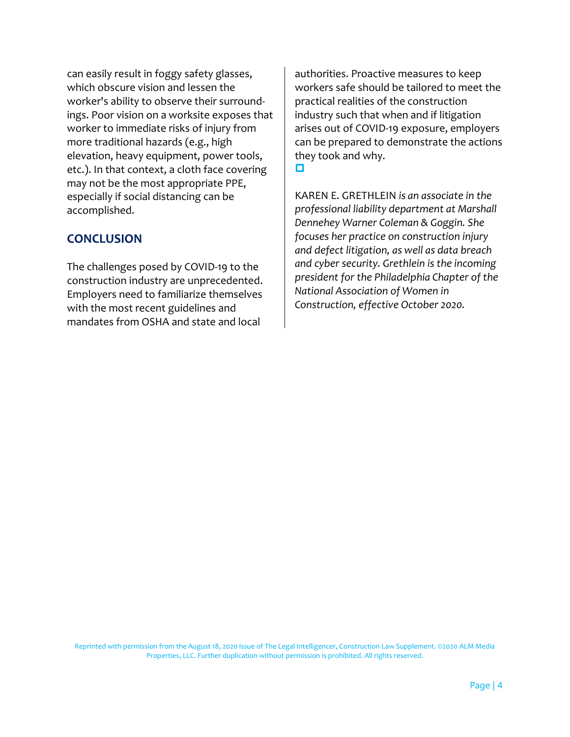can easily result in foggy safety glasses, which obscure vision and lessen the worker's ability to observe their surroundings. Poor vision on a worksite exposes that worker to immediate risks of injury from more traditional hazards (e.g., high elevation, heavy equipment, power tools, etc.). In that context, a cloth face covering may not be the most appropriate PPE, especially if social distancing can be accomplished.

## CONCLUSION

The challenges posed by COVID-19 to the construction industry are unprecedented. Employers need to familiarize themselves with the most recent guidelines and mandates from OSHA and state and local authorities. Proactive measures to keep workers safe should be tailored to meet the practical realities of the construction industry such that when and if litigation arises out of COVID-19 exposure, employers can be prepared to demonstrate the actions they took and why.

KAREN E. GRETHLEIN *is an associate in the professional liability department at Marshall Dennehey Warner Coleman & Goggin. She focuses her practice on construction injury and defect litigation, as well as data breach and cyber security. Grethlein is the incoming president for the Philadelphia Chapter of the National Association of Women in Construction, effective October 2020.*

Reprinted with permission from the August 18, 2020 issue of The Legal Intelligencer, Construction Law Supplement. ©2020 ALM Media Properties, LLC. Further duplication without permission is prohibited. All rights reserved.